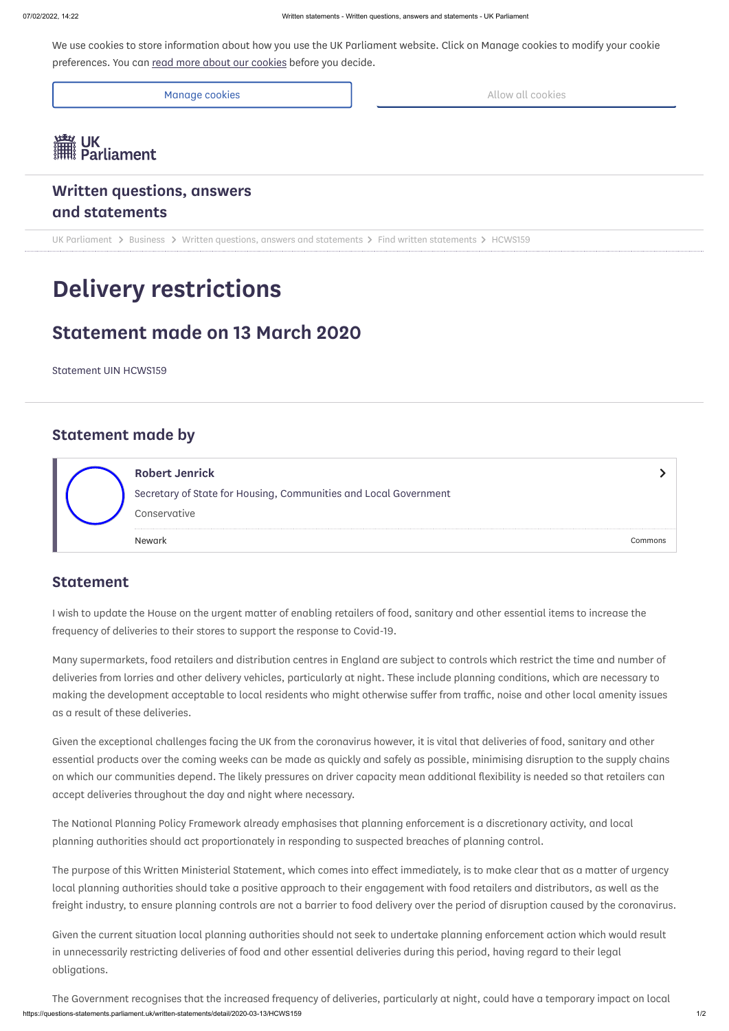We use cookies to store information about how you use the UK Parliament website. Click on Manage cookies to modify your cookie preferences. You can read more about our cookies before you decide.

Manage cookies | Allow all cookies

UK Parliament

## Written questions, answers and statements

UK Parliament > Business > Written questions, answers and statements > Find written statements > HCWS159

# Delivery restrictions

## Statement made on 13 March 2020

Statement UIN HCWS159

## Statement made by

**Robert Jenrick**
Secretary of State for Housing, Communities and Local Government
Conservative
Newark
Commons

## Statement

I wish to update the House on the urgent matter of enabling retailers of food, sanitary and other essential items to increase the frequency of deliveries to their stores to support the response to Covid-19.

Many supermarkets, food retailers and distribution centres in England are subject to controls which restrict the time and number of deliveries from lorries and other delivery vehicles, particularly at night. These include planning conditions, which are necessary to making the development acceptable to local residents who might otherwise suffer from traffic, noise and other local amenity issues as a result of these deliveries.

Given the exceptional challenges facing the UK from the coronavirus however, it is vital that deliveries of food, sanitary and other essential products over the coming weeks can be made as quickly and safely as possible, minimising disruption to the supply chains on which our communities depend. The likely pressures on driver capacity mean additional flexibility is needed so that retailers can accept deliveries throughout the day and night where necessary.

The National Planning Policy Framework already emphasises that planning enforcement is a discretionary activity, and local planning authorities should act proportionately in responding to suspected breaches of planning control.

The purpose of this Written Ministerial Statement, which comes into effect immediately, is to make clear that as a matter of urgency local planning authorities should take a positive approach to their engagement with food retailers and distributors, as well as the freight industry, to ensure planning controls are not a barrier to food delivery over the period of disruption caused by the coronavirus.

Given the current situation local planning authorities should not seek to undertake planning enforcement action which would result in unnecessarily restricting deliveries of food and other essential deliveries during this period, having regard to their legal obligations.

The Government recognises that the increased frequency of deliveries, particularly at night, could have a temporary impact on local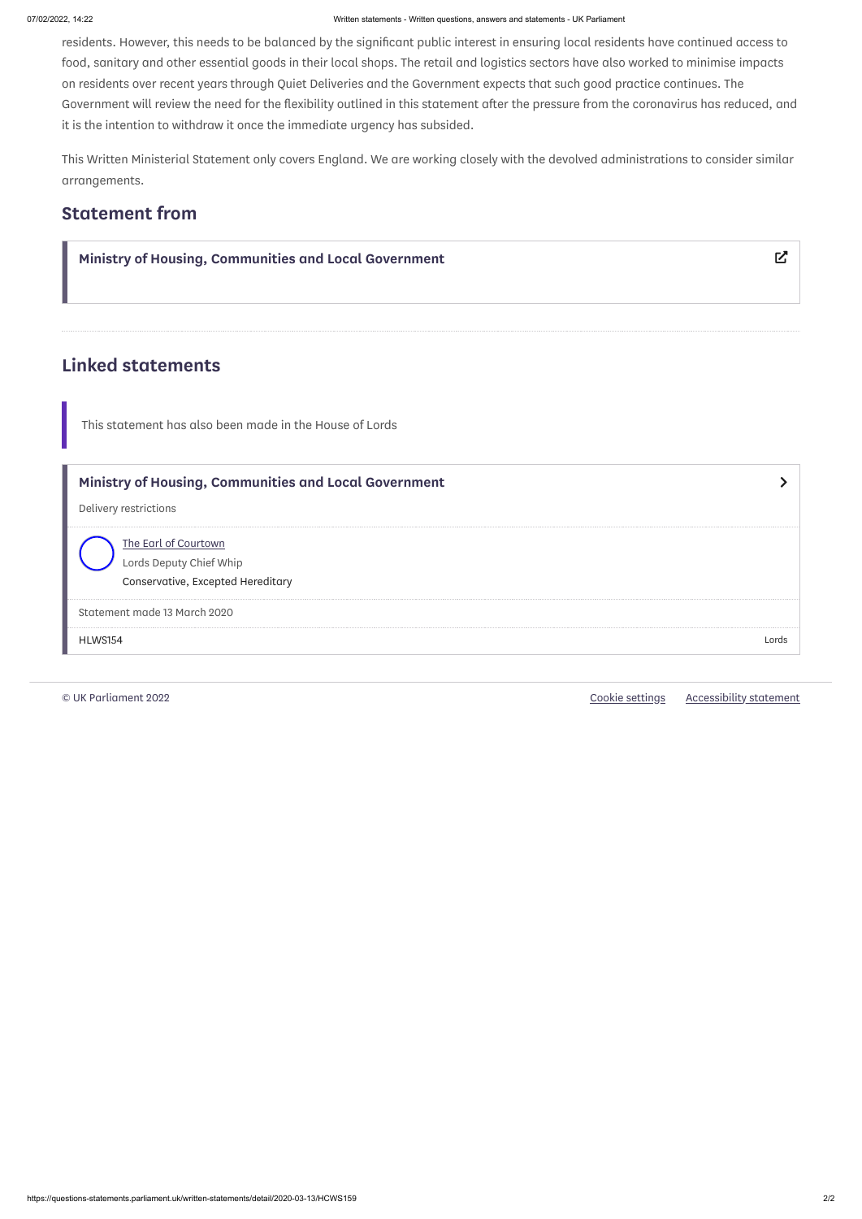residents. However, this needs to be balanced by the significant public interest in ensuring local residents have continued access to food, sanitary and other essential goods in their local shops. The retail and logistics sectors have also worked to minimise impacts on residents over recent years through Quiet Deliveries and the Government expects that such good practice continues. The Government will review the need for the flexibility outlined in this statement after the pressure from the coronavirus has reduced, and it is the intention to withdraw it once the immediate urgency has subsided.

This Written Ministerial Statement only covers England. We are working closely with the devolved administrations to consider similar arrangements.

## Statement from

**Ministry of Housing, Communities and Local Government**

## Linked statements

This statement has also been made in the House of Lords

**Ministry of Housing, Communities and Local Government**

Delivery restrictions

The Earl of Courtown
Lords Deputy Chief Whip
Conservative, Excepted Hereditary

Statement made 13 March 2020

HLWS154 Lords

© UK Parliament 2022 Cookie settings Accessibility statement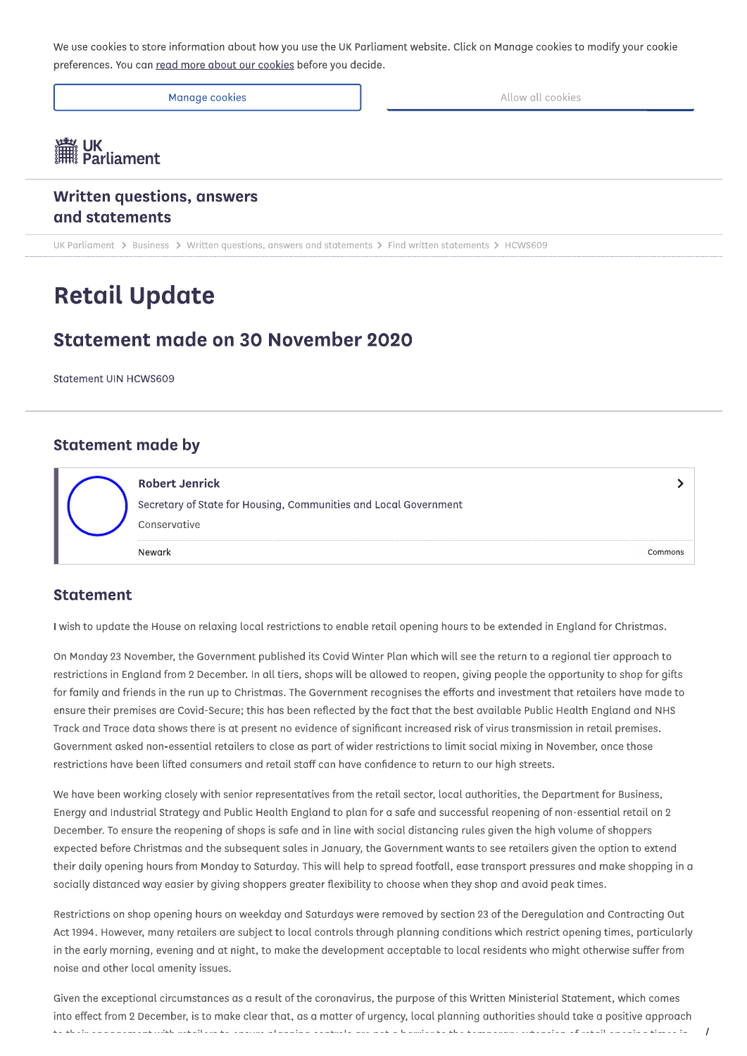We use cookies to store information about how you use the UK Parliament website. Click on Manage cookies to modify your cookie preferences. You can read more about our cookies before you decide.

Manage cookies

Allow all cookies

UK Parliament

## Written questions, answers and statements

UK Parliament > Business > Written questions, answers and statements > Find written statements > HCWS609

# Retail Update

## Statement made on 30 November 2020

Statement UIN HCWS609

## Statement made by

**Robert Jenrick**

Secretary of State for Housing, Communities and Local Government

Conservative

Newark

Commons

## Statement

I wish to update the House on relaxing local restrictions to enable retail opening hours to be extended in England for Christmas.

On Monday 23 November, the Government published its Covid Winter Plan which will see the return to a regional tier approach to restrictions in England from 2 December. In all tiers, shops will be allowed to reopen, giving people the opportunity to shop for gifts for family and friends in the run up to Christmas. The Government recognises the efforts and investment that retailers have made to ensure their premises are Covid-Secure; this has been reflected by the fact that the best available Public Health England and NHS Track and Trace data shows there is at present no evidence of significant increased risk of virus transmission in retail premises. Government asked non-essential retailers to close as part of wider restrictions to limit social mixing in November, once those restrictions have been lifted consumers and retail staff can have confidence to return to our high streets.

We have been working closely with senior representatives from the retail sector, local authorities, the Department for Business, Energy and Industrial Strategy and Public Health England to plan for a safe and successful reopening of non-essential retail on 2 December. To ensure the reopening of shops is safe and in line with social distancing rules given the high volume of shoppers expected before Christmas and the subsequent sales in January, the Government wants to see retailers given the option to extend their daily opening hours from Monday to Saturday. This will help to spread footfall, ease transport pressures and make shopping in a socially distanced way easier by giving shoppers greater flexibility to choose when they shop and avoid peak times.

Restrictions on shop opening hours on weekday and Saturdays were removed by section 23 of the Deregulation and Contracting Out Act 1994. However, many retailers are subject to local controls through planning conditions which restrict opening times, particularly in the early morning, evening and at night, to make the development acceptable to local residents who might otherwise suffer from noise and other local amenity issues.

Given the exceptional circumstances as a result of the coronavirus, the purpose of this Written Ministerial Statement, which comes into effect from 2 December, is to make clear that, as a matter of urgency, local planning authorities should take a positive approach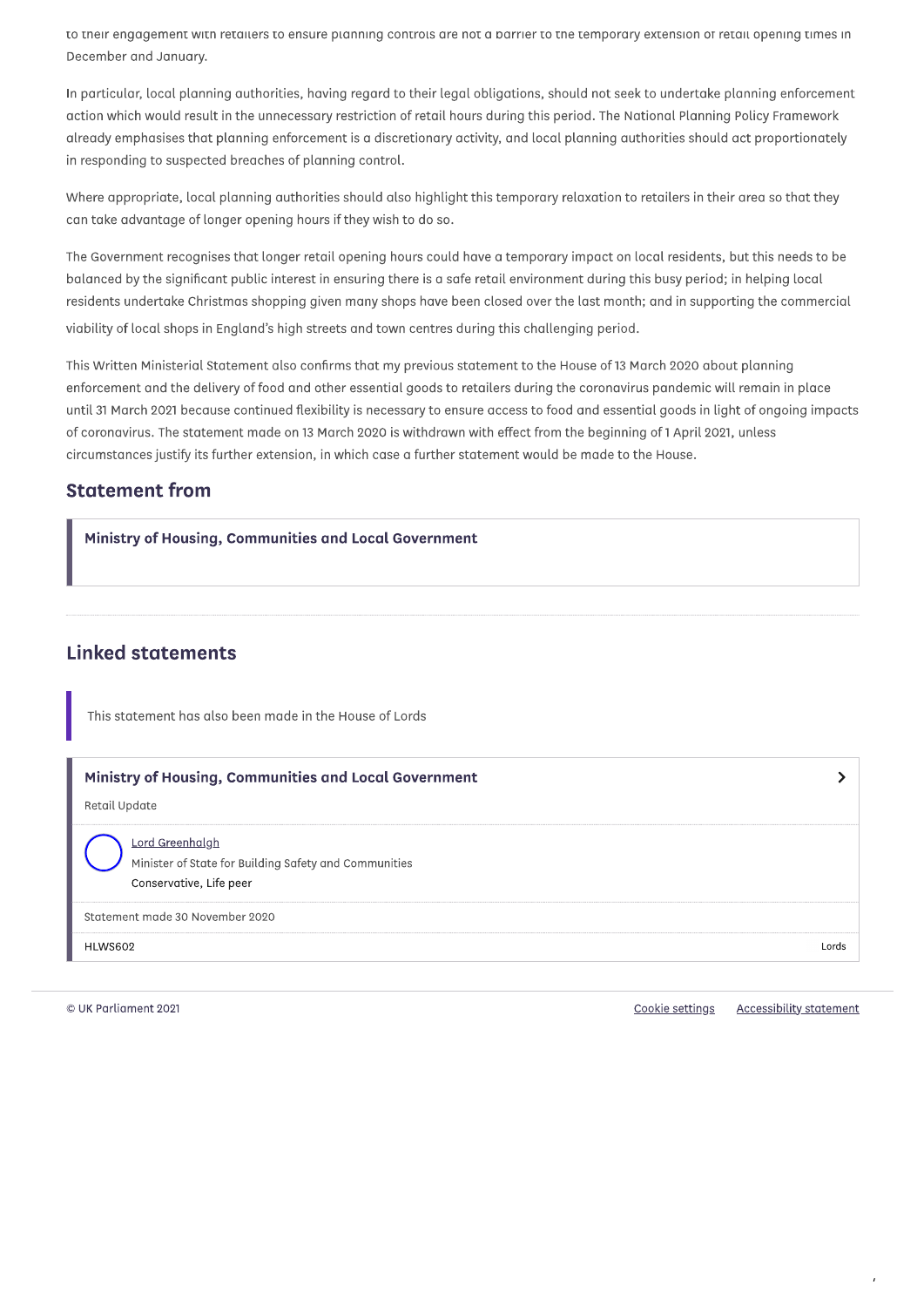to their engagement with retailers to ensure planning controls are not a barrier to the temporary extension of retail opening times in December and January.

In particular, local planning authorities, having regard to their legal obligations, should not seek to undertake planning enforcement action which would result in the unnecessary restriction of retail hours during this period. The National Planning Policy Framework already emphasises that planning enforcement is a discretionary activity, and local planning authorities should act proportionately in responding to suspected breaches of planning control.

Where appropriate, local planning authorities should also highlight this temporary relaxation to retailers in their area so that they can take advantage of longer opening hours if they wish to do so.

The Government recognises that longer retail opening hours could have a temporary impact on local residents, but this needs to be balanced by the significant public interest in ensuring there is a safe retail environment during this busy period; in helping local residents undertake Christmas shopping given many shops have been closed over the last month; and in supporting the commercial viability of local shops in England's high streets and town centres during this challenging period.

This Written Ministerial Statement also confirms that my previous statement to the House of 13 March 2020 about planning enforcement and the delivery of food and other essential goods to retailers during the coronavirus pandemic will remain in place until 31 March 2021 because continued flexibility is necessary to ensure access to food and essential goods in light of ongoing impacts of coronavirus. The statement made on 13 March 2020 is withdrawn with effect from the beginning of 1 April 2021, unless circumstances justify its further extension, in which case a further statement would be made to the House.

## Statement from

**Ministry of Housing, Communities and Local Government**

## Linked statements

This statement has also been made in the House of Lords

**Ministry of Housing, Communities and Local Government**

Retail Update

Lord Greenhalgh
Minister of State for Building Safety and Communities
Conservative, Life peer

Statement made 30 November 2020

HLWS602 Lords

© UK Parliament 2021 Cookie settings Accessibility statement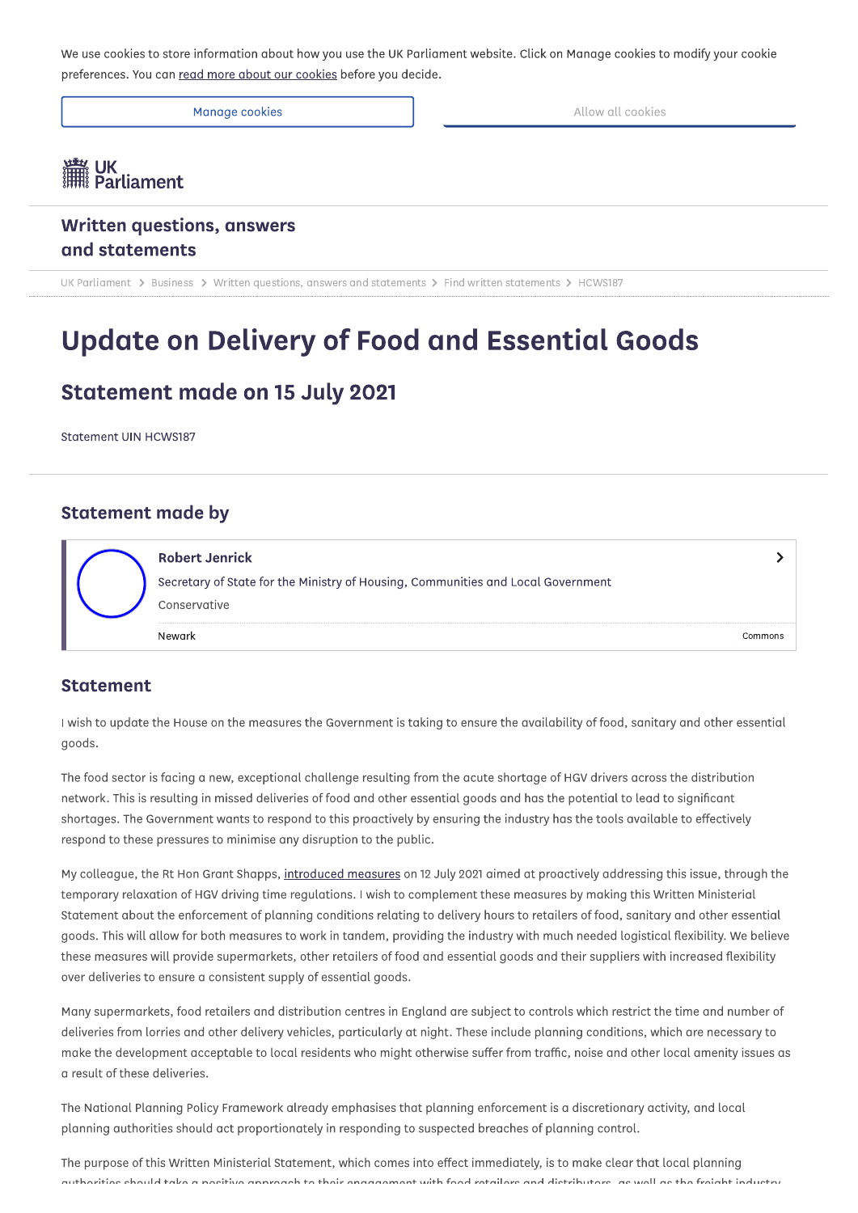We use cookies to store information about how you use the UK Parliament website. Click on Manage cookies to modify your cookie preferences. You can read more about our cookies before you decide.

Manage cookies

Allow all cookies

UK Parliament

**Written questions, answers and statements**

UK Parliament > Business > Written questions, answers and statements > Find written statements > HCWS187

# Update on Delivery of Food and Essential Goods

## Statement made on 15 July 2021

Statement UIN HCWS187

## Statement made by

**Robert Jenrick**

Secretary of State for the Ministry of Housing, Communities and Local Government

Conservative

Newark

Commons

## Statement

I wish to update the House on the measures the Government is taking to ensure the availability of food, sanitary and other essential goods.

The food sector is facing a new, exceptional challenge resulting from the acute shortage of HGV drivers across the distribution network. This is resulting in missed deliveries of food and other essential goods and has the potential to lead to significant shortages. The Government wants to respond to this proactively by ensuring the industry has the tools available to effectively respond to these pressures to minimise any disruption to the public.

My colleague, the Rt Hon Grant Shapps, introduced measures on 12 July 2021 aimed at proactively addressing this issue, through the temporary relaxation of HGV driving time regulations. I wish to complement these measures by making this Written Ministerial Statement about the enforcement of planning conditions relating to delivery hours to retailers of food, sanitary and other essential goods. This will allow for both measures to work in tandem, providing the industry with much needed logistical flexibility. We believe these measures will provide supermarkets, other retailers of food and essential goods and their suppliers with increased flexibility over deliveries to ensure a consistent supply of essential goods.

Many supermarkets, food retailers and distribution centres in England are subject to controls which restrict the time and number of deliveries from lorries and other delivery vehicles, particularly at night. These include planning conditions, which are necessary to make the development acceptable to local residents who might otherwise suffer from traffic, noise and other local amenity issues as a result of these deliveries.

The National Planning Policy Framework already emphasises that planning enforcement is a discretionary activity, and local planning authorities should act proportionately in responding to suspected breaches of planning control.

The purpose of this Written Ministerial Statement, which comes into effect immediately, is to make clear that local planning authorities should take a positive approach to their engagement with food retailers and distributors, as well as the freight industry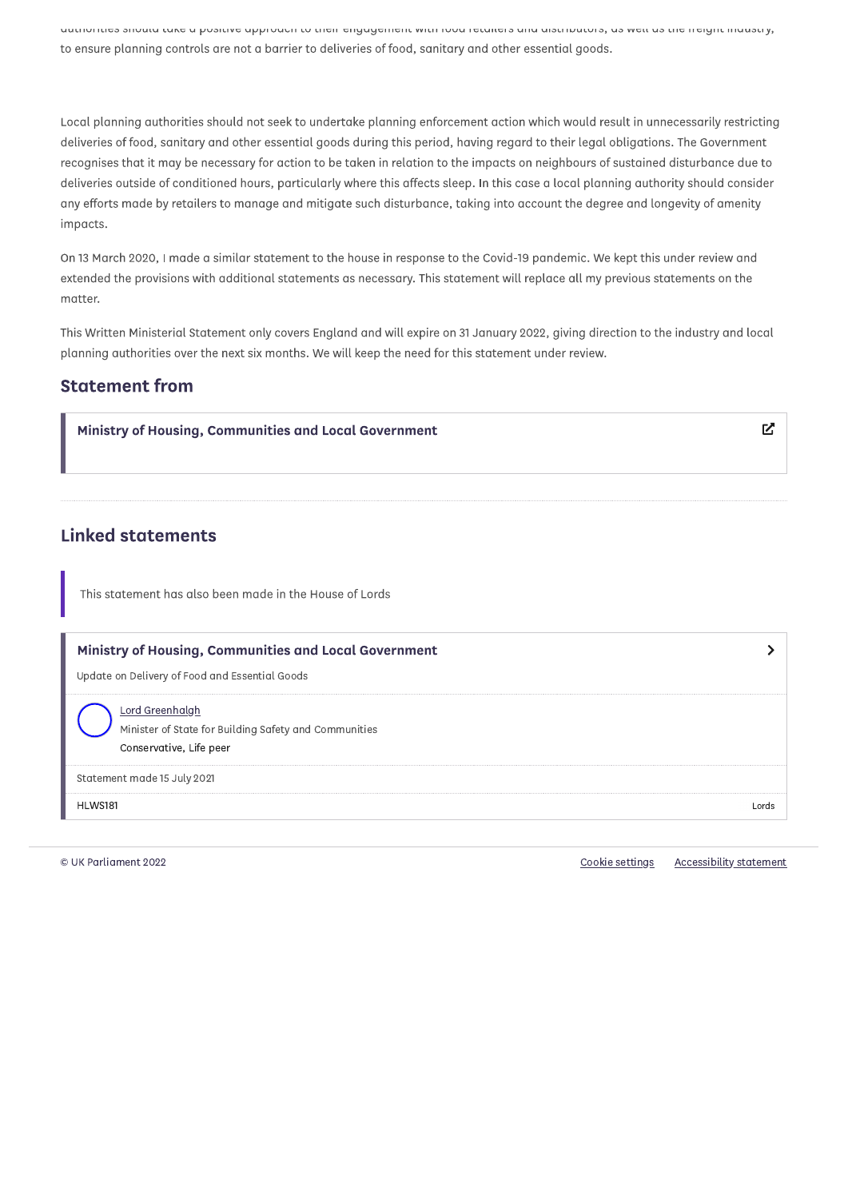authorities should take a positive approach to their engagement with food retailers and distributors, as well as the freight industry, to ensure planning controls are not a barrier to deliveries of food, sanitary and other essential goods.

Local planning authorities should not seek to undertake planning enforcement action which would result in unnecessarily restricting deliveries of food, sanitary and other essential goods during this period, having regard to their legal obligations. The Government recognises that it may be necessary for action to be taken in relation to the impacts on neighbours of sustained disturbance due to deliveries outside of conditioned hours, particularly where this affects sleep. In this case a local planning authority should consider any efforts made by retailers to manage and mitigate such disturbance, taking into account the degree and longevity of amenity impacts.

On 13 March 2020, I made a similar statement to the house in response to the Covid-19 pandemic. We kept this under review and extended the provisions with additional statements as necessary. This statement will replace all my previous statements on the matter.

This Written Ministerial Statement only covers England and will expire on 31 January 2022, giving direction to the industry and local planning authorities over the next six months. We will keep the need for this statement under review.

## Statement from

**Ministry of Housing, Communities and Local Government**

## Linked statements

This statement has also been made in the House of Lords

**Ministry of Housing, Communities and Local Government**

Update on Delivery of Food and Essential Goods

Lord Greenhalgh
Minister of State for Building Safety and Communities
Conservative, Life peer

Statement made 15 July 2021

HLWS181 Lords

© UK Parliament 2022